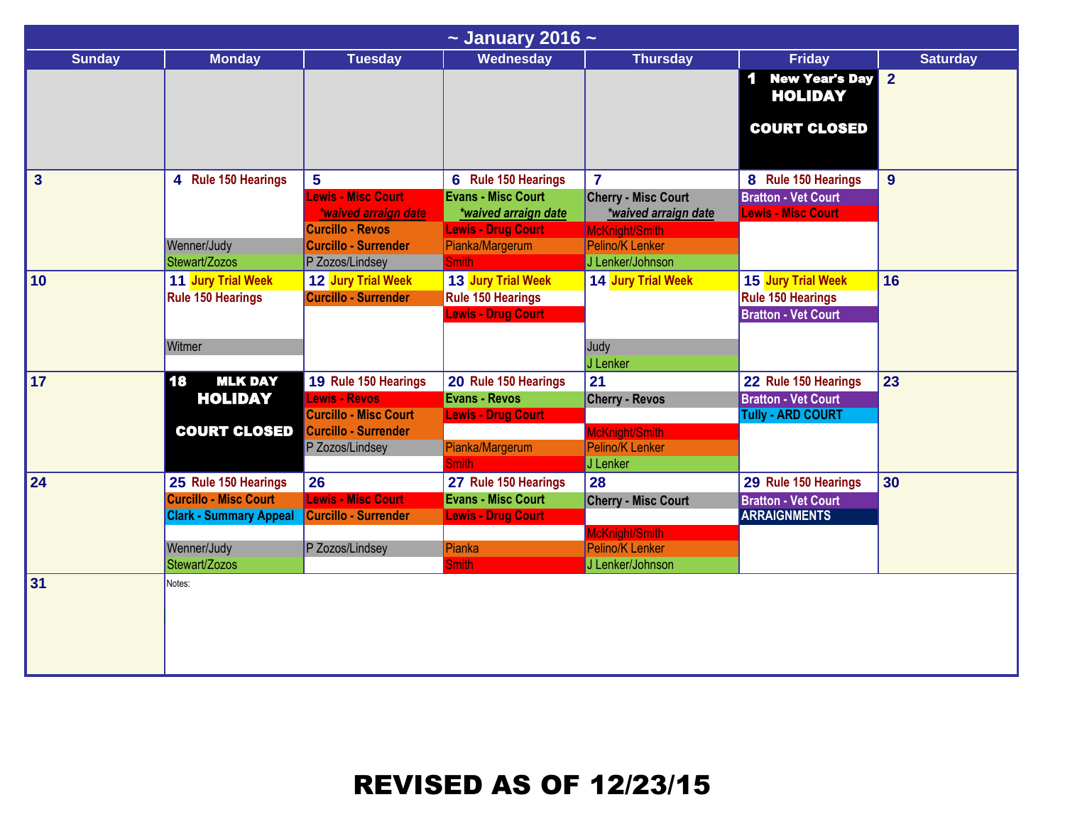# ~ January 2016 ~

| Sunday | Monday | Tuesday | Wednesday | Thursday | Friday | Saturday |
|---|---|---|---|---|---|---|
| | | | | | 1 New Year's Day HOLIDAY COURT CLOSED | 2 |
| 3 | 4 Rule 150 Hearings<br>Wenner/Judy<br>Stewart/Zozos | 5<br>Lewis - Misc Court *waived arraign date*<br>Curcillo - Revos<br>Curcillo - Surrender<br>P Zozos/Lindsey | 6 Rule 150 Hearings<br>Evans - Misc Court *waived arraign date*<br>Lewis - Drug Court<br>Pianka/Margerum<br>Smith | 7<br>Cherry - Misc Court *waived arraign date*<br>McKnight/Smith<br>Pelino/K Lenker<br>J Lenker/Johnson | 8 Rule 150 Hearings<br>Bratton - Vet Court<br>Lewis - Misc Court | 9 |
| 10 | 11 Jury Trial Week<br>Rule 150 Hearings<br>Witmer | 12 Jury Trial Week<br>Curcillo - Surrender | 13 Jury Trial Week<br>Rule 150 Hearings<br>Lewis - Drug Court | 14 Jury Trial Week<br>Judy<br>J Lenker | 15 Jury Trial Week<br>Rule 150 Hearings<br>Bratton - Vet Court | 16 |
| 17 | 18 MLK DAY HOLIDAY COURT CLOSED | 19 Rule 150 Hearings<br>Lewis - Revos<br>Curcillo - Misc Court<br>Curcillo - Surrender<br>P Zozos/Lindsey | 20 Rule 150 Hearings<br>Evans - Revos<br>Lewis - Drug Court<br>Pianka/Margerum<br>Smith | 21<br>Cherry - Revos<br>McKnight/Smith<br>Pelino/K Lenker<br>J Lenker | 22 Rule 150 Hearings<br>Bratton - Vet Court<br>Tully - ARD COURT | 23 |
| 24 | 25 Rule 150 Hearings<br>Curcillo - Misc Court<br>Clark - Summary Appeal<br>Wenner/Judy<br>Stewart/Zozos | 26<br>Lewis - Misc Court<br>Curcillo - Surrender<br>P Zozos/Lindsey | 27 Rule 150 Hearings<br>Evans - Misc Court<br>Lewis - Drug Court<br>Pianka<br>Smith | 28<br>Cherry - Misc Court<br>McKnight/Smith<br>Pelino/K Lenker<br>J Lenker/Johnson | 29 Rule 150 Hearings<br>Bratton - Vet Court<br>ARRAIGNMENTS | 30 |
| 31 | Notes: | | | | | |

**REVISED AS OF 12/23/15**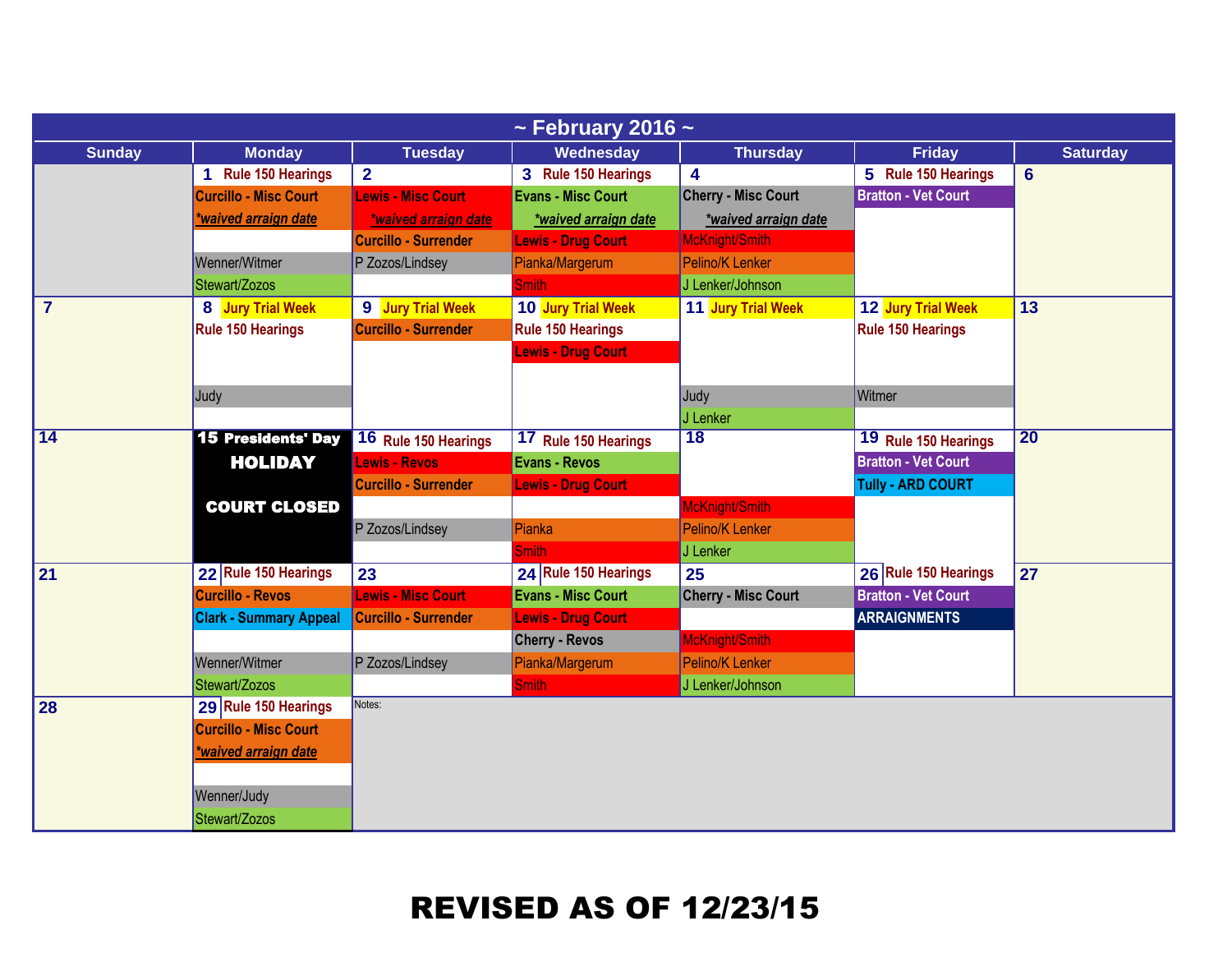# ~ February 2016 ~

| Sunday | Monday | Tuesday | Wednesday | Thursday | Friday | Saturday |
|---|---|---|---|---|---|---|
| | 1 Rule 150 Hearings<br>Curcillo - Misc Court<br>*waived arraign date<br><br>Wenner/Witmer<br>Stewart/Zozos | 2<br>Lewis - Misc Court<br>*waived arraign date<br>Curcillo - Surrender<br>P Zozos/Lindsey | 3 Rule 150 Hearings<br>Evans - Misc Court<br>*waived arraign date<br>Lewis - Drug Court<br>Pianka/Margerum<br>Smith | 4<br>Cherry - Misc Court<br>*waived arraign date<br>McKnight/Smith<br>Pelino/K Lenker<br>J Lenker/Johnson | 5 Rule 150 Hearings<br>Bratton - Vet Court | 6 |
| 7 | 8 Jury Trial Week<br>Rule 150 Hearings<br><br>Judy | 9 Jury Trial Week<br>Curcillo - Surrender | 10 Jury Trial Week<br>Rule 150 Hearings<br>Lewis - Drug Court | 11 Jury Trial Week<br><br>Judy<br>J Lenker | 12 Jury Trial Week<br>Rule 150 Hearings<br><br>Witmer | 13 |
| 14 | 15 Presidents' Day<br>HOLIDAY<br><br>COURT CLOSED | 16 Rule 150 Hearings<br>Lewis - Revos<br>Curcillo - Surrender<br><br>P Zozos/Lindsey | 17 Rule 150 Hearings<br>Evans - Revos<br>Lewis - Drug Court<br><br>Pianka<br>Smith | 18<br><br>McKnight/Smith<br>Pelino/K Lenker<br>J Lenker | 19 Rule 150 Hearings<br>Bratton - Vet Court<br>Tully - ARD COURT | 20 |
| 21 | 22 Rule 150 Hearings<br>Curcillo - Revos<br>Clark - Summary Appeal<br><br>Wenner/Witmer<br>Stewart/Zozos | 23<br>Lewis - Misc Court<br>Curcillo - Surrender<br><br>P Zozos/Lindsey | 24 Rule 150 Hearings<br>Evans - Misc Court<br>Lewis - Drug Court<br>Cherry - Revos<br>Pianka/Margerum<br>Smith | 25<br>Cherry - Misc Court<br><br>McKnight/Smith<br>Pelino/K Lenker<br>J Lenker/Johnson | 26 Rule 150 Hearings<br>Bratton - Vet Court<br>ARRAIGNMENTS | 27 |
| 28 | 29 Rule 150 Hearings<br>Curcillo - Misc Court<br>*waived arraign date<br><br>Wenner/Judy<br>Stewart/Zozos | Notes: | | | | |

**REVISED AS OF 12/23/15**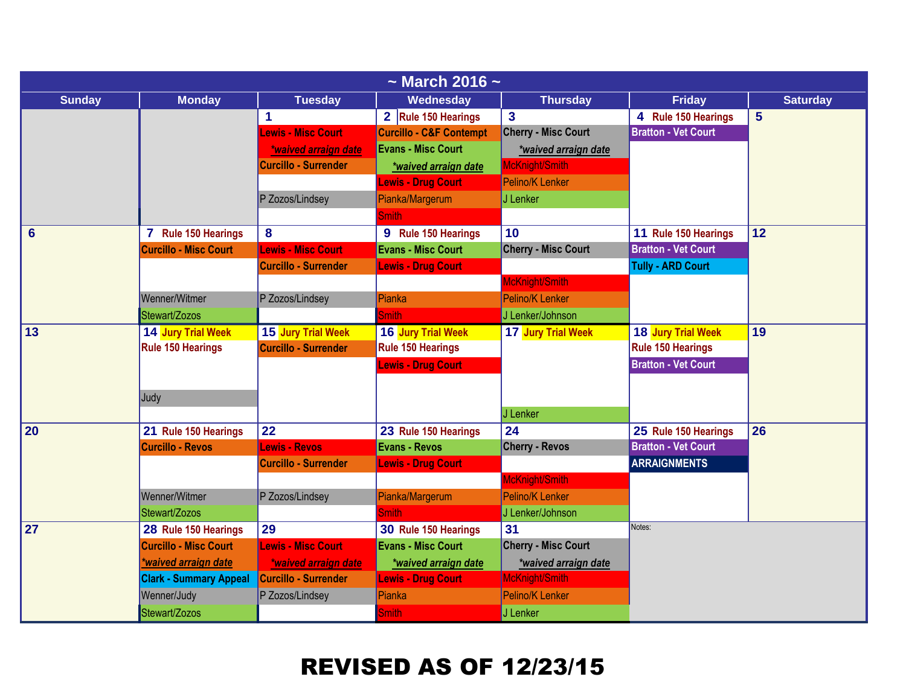# ~ March 2016 ~

| Sunday | Monday | Tuesday | Wednesday | Thursday | Friday | Saturday |
|---|---|---|---|---|---|---|
| | | **1**<br>Lewis - Misc Court<br>*waived arraign date*<br>Curcillo - Surrender<br><br>P Zozos/Lindsey | **2** Rule 150 Hearings<br>Curcillo - C&F Contempt<br>Evans - Misc Court<br>*waived arraign date*<br>Lewis - Drug Court<br>Pianka/Margerum<br>Smith | **3**<br>Cherry - Misc Court<br>*waived arraign date*<br>McKnight/Smith<br>Pelino/K Lenker<br>J Lenker | **4** Rule 150 Hearings<br>Bratton - Vet Court | **5** |
| **6** | **7** Rule 150 Hearings<br>Curcillo - Misc Court<br><br><br>Wenner/Witmer<br>Stewart/Zozos | **8**<br>Lewis - Misc Court<br>Curcillo - Surrender<br><br>P Zozos/Lindsey | **9** Rule 150 Hearings<br>Evans - Misc Court<br>Lewis - Drug Court<br><br>Pianka<br>Smith | **10**<br>Cherry - Misc Court<br><br>McKnight/Smith<br>Pelino/K Lenker<br>J Lenker/Johnson | **11** Rule 150 Hearings<br>Bratton - Vet Court<br>Tully - ARD Court | **12** |
| **13** | **14** Jury Trial Week<br>Rule 150 Hearings<br><br><br>Judy | **15** Jury Trial Week<br>Curcillo - Surrender | **16** Jury Trial Week<br>Rule 150 Hearings<br>Lewis - Drug Court | **17** Jury Trial Week<br><br><br><br>J Lenker | **18** Jury Trial Week<br>Rule 150 Hearings<br>Bratton - Vet Court | **19** |
| **20** | **21** Rule 150 Hearings<br>Curcillo - Revos<br><br><br>Wenner/Witmer<br>Stewart/Zozos | **22**<br>Lewis - Revos<br>Curcillo - Surrender<br><br>P Zozos/Lindsey | **23** Rule 150 Hearings<br>Evans - Revos<br>Lewis - Drug Court<br><br>Pianka/Margerum<br>Smith | **24**<br>Cherry - Revos<br><br>McKnight/Smith<br>Pelino/K Lenker<br>J Lenker/Johnson | **25** Rule 150 Hearings<br>Bratton - Vet Court<br>ARRAIGNMENTS | **26** |
| **27** | **28** Rule 150 Hearings<br>Curcillo - Misc Court<br>*waived arraign date*<br>Clark - Summary Appeal<br>Wenner/Judy<br>Stewart/Zozos | **29**<br>Lewis - Misc Court<br>*waived arraign date*<br>Curcillo - Surrender<br>P Zozos/Lindsey | **30** Rule 150 Hearings<br>Evans - Misc Court<br>*waived arraign date*<br>Lewis - Drug Court<br>Pianka<br>Smith | **31**<br>Cherry - Misc Court<br>*waived arraign date*<br>McKnight/Smith<br>Pelino/K Lenker<br>J Lenker | Notes: | |

# REVISED AS OF 12/23/15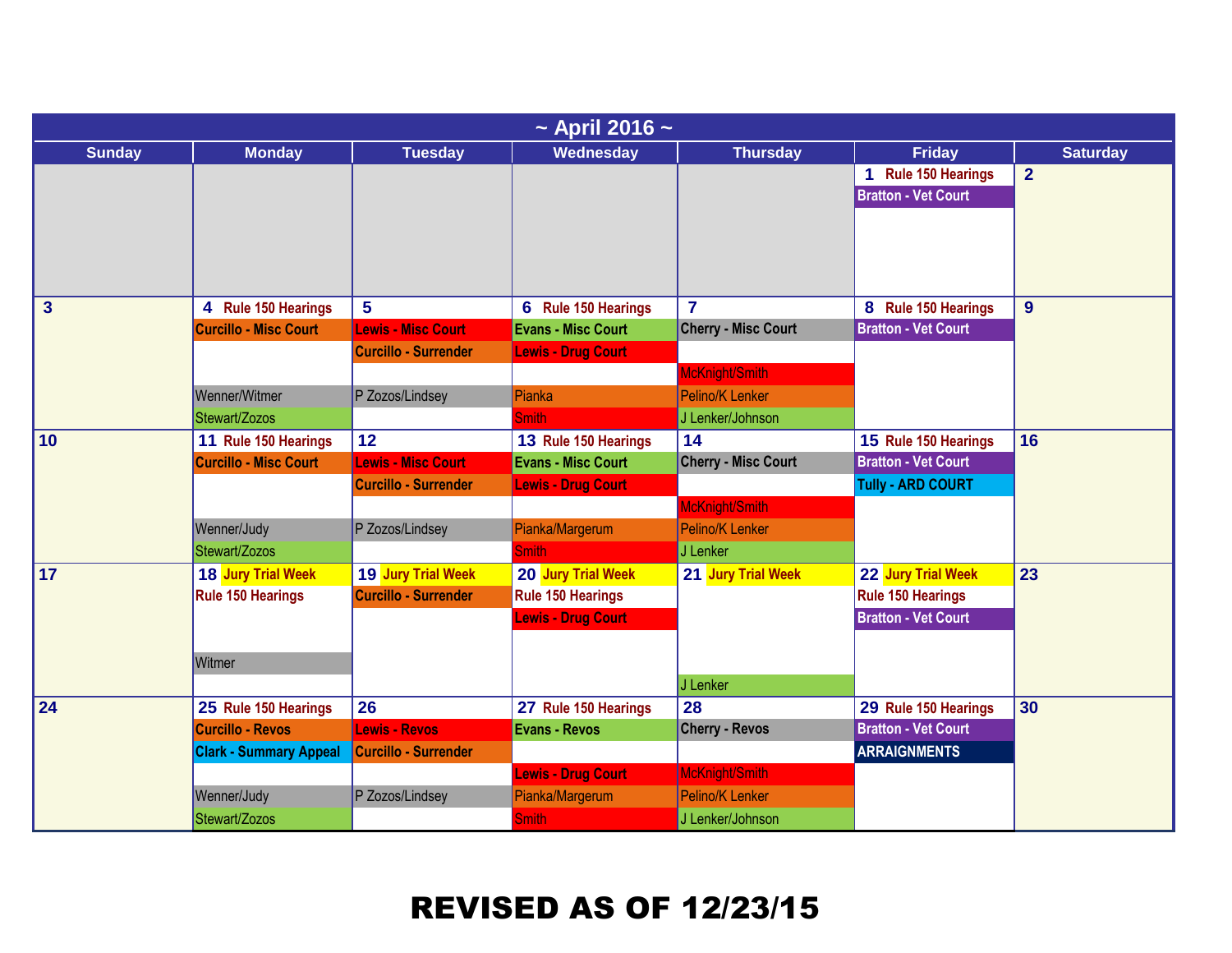# ~ April 2016 ~

| Sunday | Monday | Tuesday | Wednesday | Thursday | Friday | Saturday |
|---|---|---|---|---|---|---|
| | | | | | 1 Rule 150 Hearings<br>Bratton - Vet Court | 2 |
| 3 | 4 Rule 150 Hearings<br>Curcillo - Misc Court<br>Wenner/Witmer<br>Stewart/Zozos | 5<br>Lewis - Misc Court<br>Curcillo - Surrender<br>P Zozos/Lindsey | 6 Rule 150 Hearings<br>Evans - Misc Court<br>Lewis - Drug Court<br>Pianka<br>Smith | 7<br>Cherry - Misc Court<br>McKnight/Smith<br>Pelino/K Lenker<br>J Lenker/Johnson | 8 Rule 150 Hearings<br>Bratton - Vet Court | 9 |
| 10 | 11 Rule 150 Hearings<br>Curcillo - Misc Court<br>Wenner/Judy<br>Stewart/Zozos | 12<br>Lewis - Misc Court<br>Curcillo - Surrender<br>P Zozos/Lindsey | 13 Rule 150 Hearings<br>Evans - Misc Court<br>Lewis - Drug Court<br>Pianka/Margerum<br>Smith | 14<br>Cherry - Misc Court<br>McKnight/Smith<br>Pelino/K Lenker<br>J Lenker | 15 Rule 150 Hearings<br>Bratton - Vet Court<br>Tully - ARD COURT | 16 |
| 17 | 18 Jury Trial Week<br>Rule 150 Hearings<br>Witmer | 19 Jury Trial Week<br>Curcillo - Surrender | 20 Jury Trial Week<br>Rule 150 Hearings<br>Lewis - Drug Court | 21 Jury Trial Week<br>J Lenker | 22 Jury Trial Week<br>Rule 150 Hearings<br>Bratton - Vet Court | 23 |
| 24 | 25 Rule 150 Hearings<br>Curcillo - Revos<br>Clark - Summary Appeal<br>Wenner/Judy<br>Stewart/Zozos | 26<br>Lewis - Revos<br>Curcillo - Surrender<br>P Zozos/Lindsey | 27 Rule 150 Hearings<br>Evans - Revos<br>Lewis - Drug Court<br>Pianka/Margerum<br>Smith | 28<br>Cherry - Revos<br>McKnight/Smith<br>Pelino/K Lenker<br>J Lenker/Johnson | 29 Rule 150 Hearings<br>Bratton - Vet Court<br>ARRAIGNMENTS | 30 |

**REVISED AS OF 12/23/15**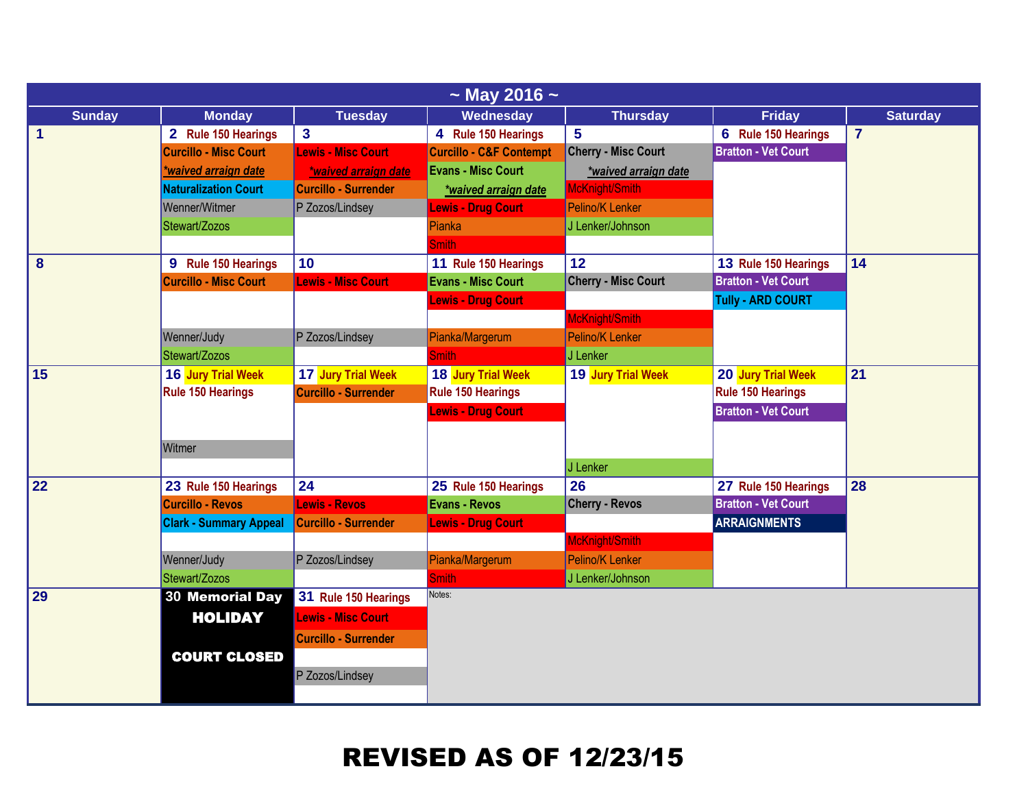# ~ May 2016 ~

| Sunday | Monday | Tuesday | Wednesday | Thursday | Friday | Saturday |
|---|---|---|---|---|---|---|
| 1 | 2 Rule 150 Hearings<br>Curcillo - Misc Court<br>*waived arraign date<br>Naturalization Court<br>Wenner/Witmer<br>Stewart/Zozos | 3<br>Lewis - Misc Court<br>*waived arraign date<br>Curcillo - Surrender<br>P Zozos/Lindsey | 4 Rule 150 Hearings<br>Curcillo - C&F Contempt<br>Evans - Misc Court<br>*waived arraign date<br>Lewis - Drug Court<br>Pianka<br>Smith | 5<br>Cherry - Misc Court<br>*waived arraign date<br>McKnight/Smith<br>Pelino/K Lenker<br>J Lenker/Johnson | 6 Rule 150 Hearings<br>Bratton - Vet Court | 7 |
| 8 | 9 Rule 150 Hearings<br>Curcillo - Misc Court<br>Wenner/Judy<br>Stewart/Zozos | 10<br>Lewis - Misc Court<br>P Zozos/Lindsey | 11 Rule 150 Hearings<br>Evans - Misc Court<br>Lewis - Drug Court<br>Pianka/Margerum<br>Smith | 12<br>Cherry - Misc Court<br>McKnight/Smith<br>Pelino/K Lenker<br>J Lenker | 13 Rule 150 Hearings<br>Bratton - Vet Court<br>Tully - ARD COURT | 14 |
| 15 | 16 Jury Trial Week<br>Rule 150 Hearings<br>Witmer | 17 Jury Trial Week<br>Curcillo - Surrender | 18 Jury Trial Week<br>Rule 150 Hearings<br>Lewis - Drug Court | 19 Jury Trial Week<br>J Lenker | 20 Jury Trial Week<br>Rule 150 Hearings<br>Bratton - Vet Court | 21 |
| 22 | 23 Rule 150 Hearings<br>Curcillo - Revos<br>Clark - Summary Appeal<br>Wenner/Judy<br>Stewart/Zozos | 24<br>Lewis - Revos<br>Curcillo - Surrender<br>P Zozos/Lindsey | 25 Rule 150 Hearings<br>Evans - Revos<br>Lewis - Drug Court<br>Pianka/Margerum<br>Smith | 26<br>Cherry - Revos<br>McKnight/Smith<br>Pelino/K Lenker<br>J Lenker/Johnson | 27 Rule 150 Hearings<br>Bratton - Vet Court<br>ARRAIGNMENTS | 28 |
| 29 | 30 Memorial Day<br>HOLIDAY<br>COURT CLOSED | 31 Rule 150 Hearings<br>Lewis - Misc Court<br>Curcillo - Surrender<br>P Zozos/Lindsey | Notes: | | | |

## REVISED AS OF 12/23/15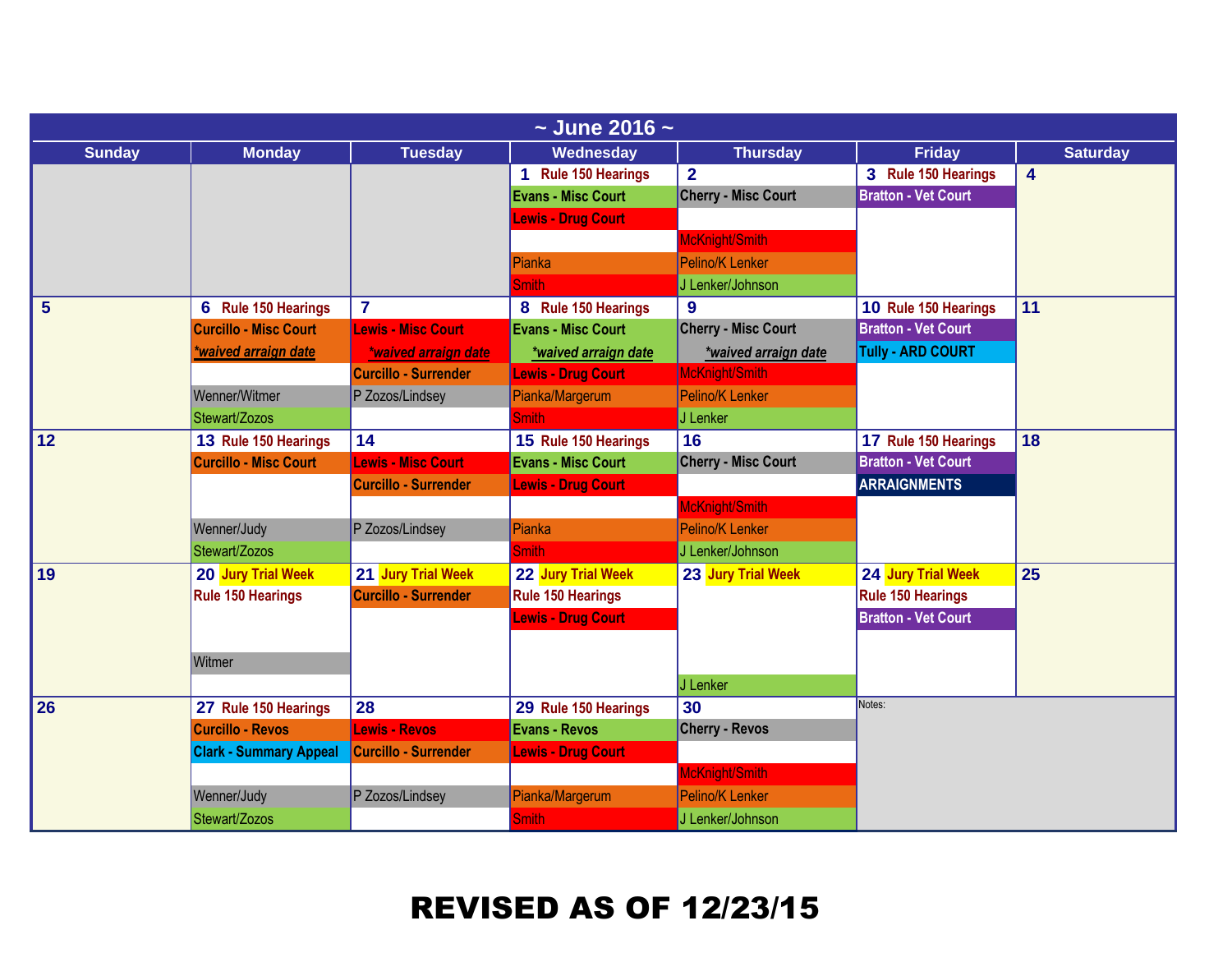# ~ June 2016 ~

| Sunday | Monday | Tuesday | Wednesday | Thursday | Friday | Saturday |
| --- | --- | --- | --- | --- | --- | --- |
| | | | **1** Rule 150 Hearings<br>Evans - Misc Court<br>Lewis - Drug Court<br><br>Pianka<br>Smith | **2**<br>Cherry - Misc Court<br><br>McKnight/Smith<br>Pelino/K Lenker<br>J Lenker/Johnson | **3** Rule 150 Hearings<br>Bratton - Vet Court | **4** |
| **5** | **6** Rule 150 Hearings<br>Curcillo - Misc Court<br>*waived arraign date*<br><br>Wenner/Witmer<br>Stewart/Zozos | **7**<br>Lewis - Misc Court<br>*waived arraign date*<br>Curcillo - Surrender<br>P Zozos/Lindsey | **8** Rule 150 Hearings<br>Evans - Misc Court<br>*waived arraign date*<br>Lewis - Drug Court<br>Pianka/Margerum<br>Smith | **9**<br>Cherry - Misc Court<br>*waived arraign date*<br>McKnight/Smith<br>Pelino/K Lenker<br>J Lenker | **10** Rule 150 Hearings<br>Bratton - Vet Court<br>Tully - ARD COURT | **11** |
| **12** | **13** Rule 150 Hearings<br>Curcillo - Misc Court<br><br>Wenner/Judy<br>Stewart/Zozos | **14**<br>Lewis - Misc Court<br>Curcillo - Surrender<br><br>P Zozos/Lindsey | **15** Rule 150 Hearings<br>Evans - Misc Court<br>Lewis - Drug Court<br><br>Pianka<br>Smith | **16**<br>Cherry - Misc Court<br><br>McKnight/Smith<br>Pelino/K Lenker<br>J Lenker/Johnson | **17** Rule 150 Hearings<br>Bratton - Vet Court<br>ARRAIGNMENTS | **18** |
| **19** | **20** Jury Trial Week<br>Rule 150 Hearings<br><br>Witmer | **21** Jury Trial Week<br>Curcillo - Surrender | **22** Jury Trial Week<br>Rule 150 Hearings<br>Lewis - Drug Court | **23** Jury Trial Week<br><br>J Lenker | **24** Jury Trial Week<br>Rule 150 Hearings<br>Bratton - Vet Court | **25** |
| **26** | **27** Rule 150 Hearings<br>Curcillo - Revos<br>Clark - Summary Appeal<br><br>Wenner/Judy<br>Stewart/Zozos | **28**<br>Lewis - Revos<br>Curcillo - Surrender<br><br>P Zozos/Lindsey | **29** Rule 150 Hearings<br>Evans - Revos<br>Lewis - Drug Court<br><br>Pianka/Margerum<br>Smith | **30**<br>Cherry - Revos<br><br>McKnight/Smith<br>Pelino/K Lenker<br>J Lenker/Johnson | Notes: | |

**REVISED AS OF 12/23/15**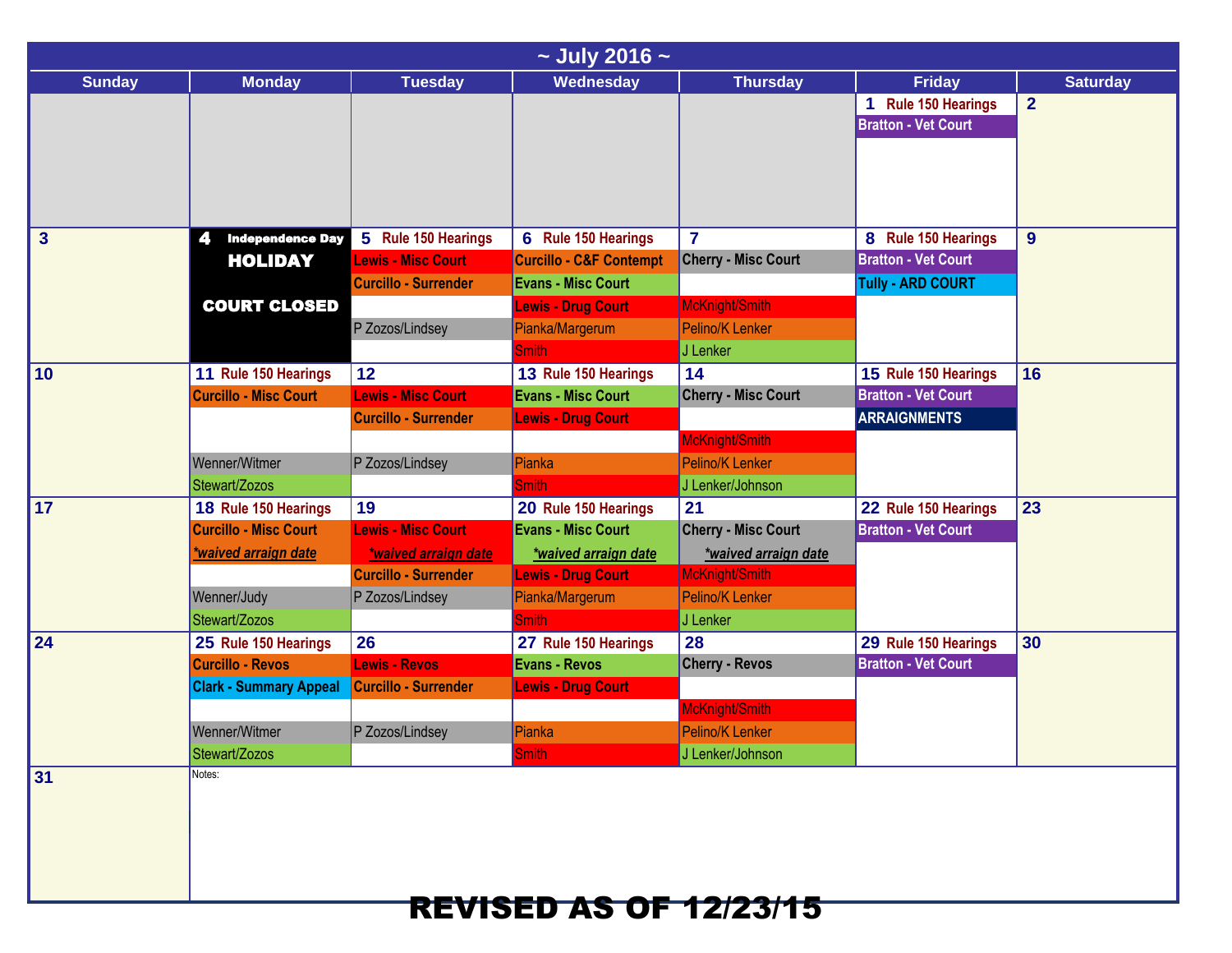# ~ July 2016 ~

| Sunday | Monday | Tuesday | Wednesday | Thursday | Friday | Saturday |
|---|---|---|---|---|---|---|
| | | | | | **1** Rule 150 Hearings<br>Bratton - Vet Court | **2** |
| **3** | **4** Independence Day<br>**HOLIDAY**<br>**COURT CLOSED** | **5** Rule 150 Hearings<br>Lewis - Misc Court<br>Curcillo - Surrender<br><br>P Zozos/Lindsey | **6** Rule 150 Hearings<br>Curcillo - C&F Contempt<br>Evans - Misc Court<br>Lewis - Drug Court<br>Pianka/Margerum<br>Smith | **7**<br>Cherry - Misc Court<br><br>McKnight/Smith<br>Pelino/K Lenker<br>J Lenker | **8** Rule 150 Hearings<br>Bratton - Vet Court<br>Tully - ARD COURT | **9** |
| **10** | **11** Rule 150 Hearings<br>Curcillo - Misc Court<br><br><br>Wenner/Witmer<br>Stewart/Zozos | **12**<br>Lewis - Misc Court<br>Curcillo - Surrender<br><br>P Zozos/Lindsey | **13** Rule 150 Hearings<br>Evans - Misc Court<br>Lewis - Drug Court<br><br>Pianka<br>Smith | **14**<br>Cherry - Misc Court<br><br>McKnight/Smith<br>Pelino/K Lenker<br>J Lenker/Johnson | **15** Rule 150 Hearings<br>Bratton - Vet Court<br>ARRAIGNMENTS | **16** |
| **17** | **18** Rule 150 Hearings<br>Curcillo - Misc Court<br>*waived arraign date*<br><br>Wenner/Judy<br>Stewart/Zozos | **19**<br>Lewis - Misc Court<br>*waived arraign date*<br>Curcillo - Surrender<br>P Zozos/Lindsey | **20** Rule 150 Hearings<br>Evans - Misc Court<br>*waived arraign date*<br>Lewis - Drug Court<br>Pianka/Margerum<br>Smith | **21**<br>Cherry - Misc Court<br>*waived arraign date*<br>McKnight/Smith<br>Pelino/K Lenker<br>J Lenker | **22** Rule 150 Hearings<br>Bratton - Vet Court | **23** |
| **24** | **25** Rule 150 Hearings<br>Curcillo - Revos<br>Clark - Summary Appeal<br><br>Wenner/Witmer<br>Stewart/Zozos | **26**<br>Lewis - Revos<br>Curcillo - Surrender<br><br>P Zozos/Lindsey | **27** Rule 150 Hearings<br>Evans - Revos<br>Lewis - Drug Court<br><br>Pianka<br>Smith | **28**<br>Cherry - Revos<br><br>McKnight/Smith<br>Pelino/K Lenker<br>J Lenker/Johnson | **29** Rule 150 Hearings<br>Bratton - Vet Court | **30** |
| **31** | Notes: | | | | | |

**REVISED AS OF 12/23/15**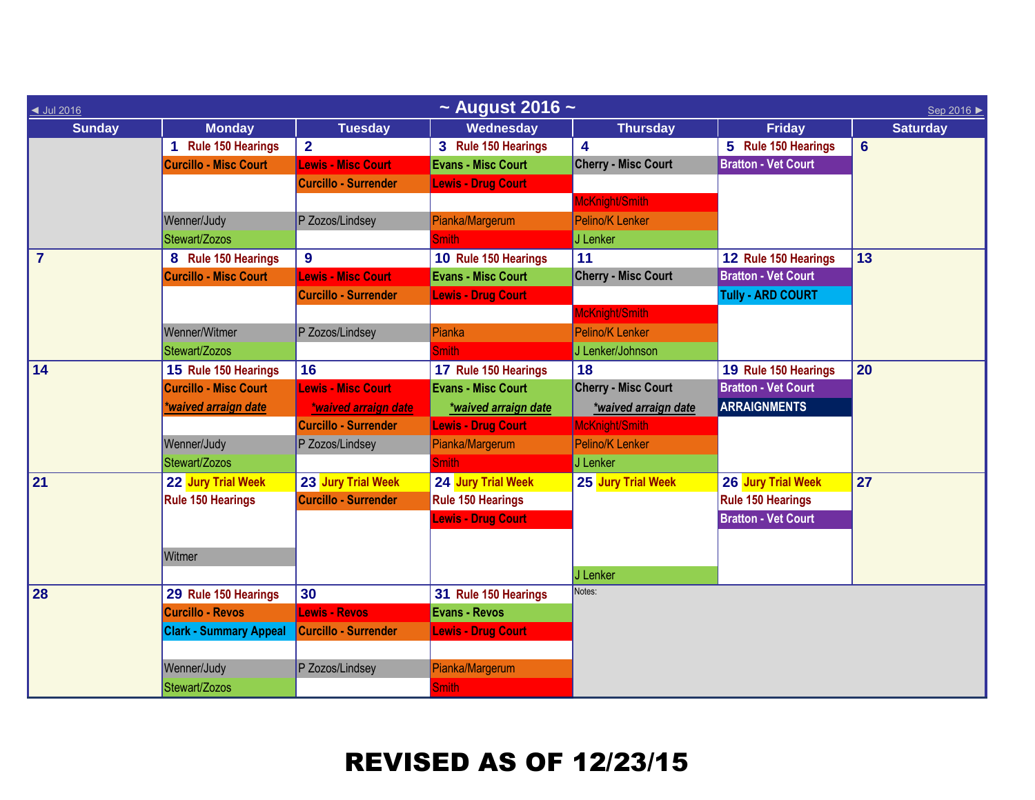# ~ August 2016 ~

◄ Jul 2016 | Sep 2016 ►

| Sunday | Monday | Tuesday | Wednesday | Thursday | Friday | Saturday |
|---|---|---|---|---|---|---|
| | **1 Rule 150 Hearings**<br>Curcillo - Misc Court<br><br>Wenner/Judy<br>Stewart/Zozos | **2**<br>Lewis - Misc Court<br>Curcillo - Surrender<br><br>P Zozos/Lindsey | **3 Rule 150 Hearings**<br>Evans - Misc Court<br>Lewis - Drug Court<br><br>Pianka/Margerum<br>Smith | **4**<br>Cherry - Misc Court<br><br>McKnight/Smith<br>Pelino/K Lenker<br>J Lenker | **5 Rule 150 Hearings**<br>Bratton - Vet Court | **6** |
| **7** | **8 Rule 150 Hearings**<br>Curcillo - Misc Court<br><br>Wenner/Witmer<br>Stewart/Zozos | **9**<br>Lewis - Misc Court<br>Curcillo - Surrender<br><br>P Zozos/Lindsey | **10 Rule 150 Hearings**<br>Evans - Misc Court<br>Lewis - Drug Court<br><br>Pianka<br>Smith | **11**<br>Cherry - Misc Court<br><br>McKnight/Smith<br>Pelino/K Lenker<br>J Lenker/Johnson | **12 Rule 150 Hearings**<br>Bratton - Vet Court<br>Tully - ARD COURT | **13** |
| **14** | **15 Rule 150 Hearings**<br>Curcillo - Misc Court<br>*waived arraign date<br><br>Wenner/Judy<br>Stewart/Zozos | **16**<br>Lewis - Misc Court<br>*waived arraign date<br>Curcillo - Surrender<br>P Zozos/Lindsey | **17 Rule 150 Hearings**<br>Evans - Misc Court<br>*waived arraign date<br>Lewis - Drug Court<br>Pianka/Margerum<br>Smith | **18**<br>Cherry - Misc Court<br>*waived arraign date<br>McKnight/Smith<br>Pelino/K Lenker<br>J Lenker | **19 Rule 150 Hearings**<br>Bratton - Vet Court<br>ARRAIGNMENTS | **20** |
| **21** | **22 Jury Trial Week**<br>Rule 150 Hearings<br><br>Witmer | **23 Jury Trial Week**<br>Curcillo - Surrender | **24 Jury Trial Week**<br>Rule 150 Hearings<br>Lewis - Drug Court | **25 Jury Trial Week**<br><br>J Lenker | **26 Jury Trial Week**<br>Rule 150 Hearings<br>Bratton - Vet Court | **27** |
| **28** | **29 Rule 150 Hearings**<br>Curcillo - Revos<br>Clark - Summary Appeal<br><br>Wenner/Judy<br>Stewart/Zozos | **30**<br>Lewis - Revos<br>Curcillo - Surrender<br><br>P Zozos/Lindsey | **31 Rule 150 Hearings**<br>Evans - Revos<br>Lewis - Drug Court<br><br>Pianka/Margerum<br>Smith | Notes: | | |

**REVISED AS OF 12/23/15**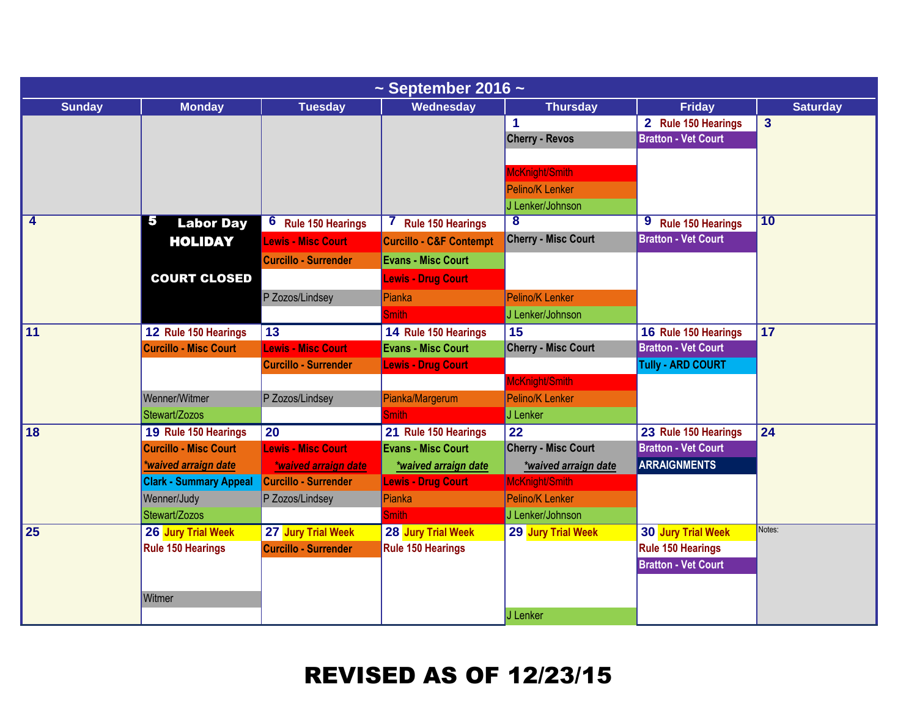# ~ September 2016 ~

| Sunday | Monday | Tuesday | Wednesday | Thursday | Friday | Saturday |
|---|---|---|---|---|---|---|
| | | | | **1**<br>Cherry - Revos<br><br>McKnight/Smith<br>Pelino/K Lenker<br>J Lenker/Johnson | **2** Rule 150 Hearings<br>Bratton - Vet Court | **3** |
| **4** | **5** Labor Day HOLIDAY<br><br>COURT CLOSED | **6** Rule 150 Hearings<br>Lewis - Misc Court<br>Curcillo - Surrender<br><br>P Zozos/Lindsey | **7** Rule 150 Hearings<br>Curcillo - C&F Contempt<br>Evans - Misc Court<br>Lewis - Drug Court<br>Pianka<br>Smith | **8**<br>Cherry - Misc Court<br><br>Pelino/K Lenker<br>J Lenker/Johnson | **9** Rule 150 Hearings<br>Bratton - Vet Court | **10** |
| **11** | **12** Rule 150 Hearings<br>Curcillo - Misc Court<br><br>Wenner/Witmer<br>Stewart/Zozos | **13**<br>Lewis - Misc Court<br>Curcillo - Surrender<br><br>P Zozos/Lindsey | **14** Rule 150 Hearings<br>Evans - Misc Court<br>Lewis - Drug Court<br><br>Pianka/Margerum<br>Smith | **15**<br>Cherry - Misc Court<br><br>McKnight/Smith<br>Pelino/K Lenker<br>J Lenker | **16** Rule 150 Hearings<br>Bratton - Vet Court<br>Tully - ARD COURT | **17** |
| **18** | **19** Rule 150 Hearings<br>Curcillo - Misc Court<br>*waived arraign date*<br>Clark - Summary Appeal<br>Wenner/Judy<br>Stewart/Zozos | **20**<br>Lewis - Misc Court<br>*waived arraign date*<br>Curcillo - Surrender<br>P Zozos/Lindsey | **21** Rule 150 Hearings<br>Evans - Misc Court<br>*waived arraign date*<br>Lewis - Drug Court<br>Pianka<br>Smith | **22**<br>Cherry - Misc Court<br>*waived arraign date*<br>McKnight/Smith<br>Pelino/K Lenker<br>J Lenker/Johnson | **23** Rule 150 Hearings<br>Bratton - Vet Court<br>ARRAIGNMENTS | **24** |
| **25** | **26** Jury Trial Week<br>Rule 150 Hearings<br><br>Witmer | **27** Jury Trial Week<br>Curcillo - Surrender | **28** Jury Trial Week<br>Rule 150 Hearings | **29** Jury Trial Week<br><br>J Lenker | **30** Jury Trial Week<br>Rule 150 Hearings<br>Bratton - Vet Court | Notes: |

**REVISED AS OF 12/23/15**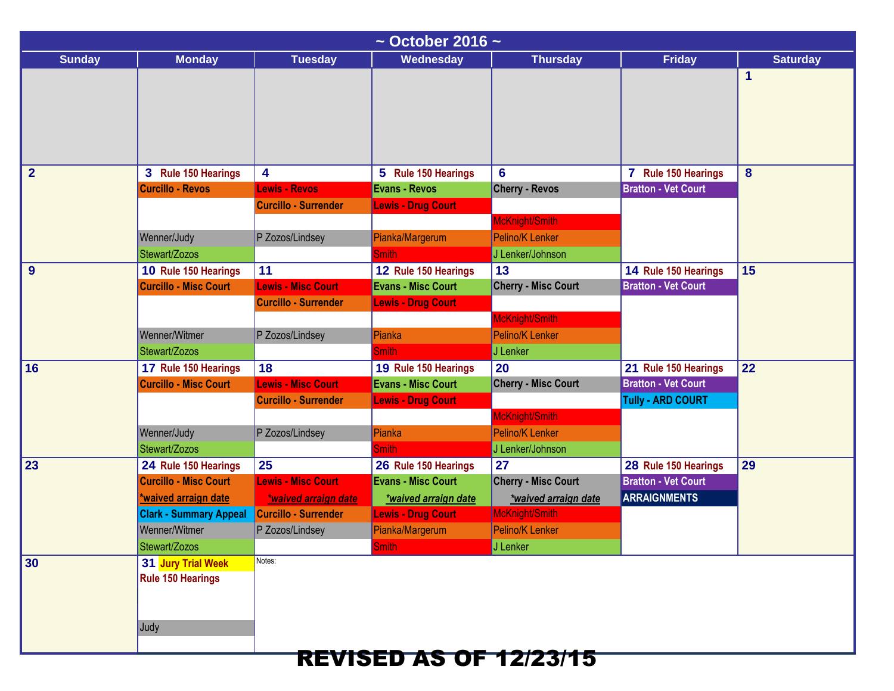# ~ October 2016 ~

| Sunday | Monday | Tuesday | Wednesday | Thursday | Friday | Saturday |
|---|---|---|---|---|---|---|
| | | | | | | 1 |
| 2 | 3 Rule 150 Hearings<br>Curcillo - Revos<br><br>Wenner/Judy<br>Stewart/Zozos | 4<br>Lewis - Revos<br>Curcillo - Surrender<br><br>P Zozos/Lindsey | 5 Rule 150 Hearings<br>Evans - Revos<br>Lewis - Drug Court<br><br>Pianka/Margerum<br>Smith | 6<br>Cherry - Revos<br><br>McKnight/Smith<br>Pelino/K Lenker<br>J Lenker/Johnson | 7 Rule 150 Hearings<br>Bratton - Vet Court | 8 |
| 9 | 10 Rule 150 Hearings<br>Curcillo - Misc Court<br><br>Wenner/Witmer<br>Stewart/Zozos | 11<br>Lewis - Misc Court<br>Curcillo - Surrender<br><br>P Zozos/Lindsey | 12 Rule 150 Hearings<br>Evans - Misc Court<br>Lewis - Drug Court<br><br>Pianka<br>Smith | 13<br>Cherry - Misc Court<br><br>McKnight/Smith<br>Pelino/K Lenker<br>J Lenker | 14 Rule 150 Hearings<br>Bratton - Vet Court | 15 |
| 16 | 17 Rule 150 Hearings<br>Curcillo - Misc Court<br><br>Wenner/Judy<br>Stewart/Zozos | 18<br>Lewis - Misc Court<br>Curcillo - Surrender<br><br>P Zozos/Lindsey | 19 Rule 150 Hearings<br>Evans - Misc Court<br>Lewis - Drug Court<br><br>Pianka<br>Smith | 20<br>Cherry - Misc Court<br><br>McKnight/Smith<br>Pelino/K Lenker<br>J Lenker/Johnson | 21 Rule 150 Hearings<br>Bratton - Vet Court<br>Tully - ARD COURT | 22 |
| 23 | 24 Rule 150 Hearings<br>Curcillo - Misc Court<br>*waived arraign date<br>Clark - Summary Appeal<br>Wenner/Witmer<br>Stewart/Zozos | 25<br>Lewis - Misc Court<br>*waived arraign date<br>Curcillo - Surrender<br>P Zozos/Lindsey | 26 Rule 150 Hearings<br>Evans - Misc Court<br>*waived arraign date<br>Lewis - Drug Court<br>Pianka/Margerum<br>Smith | 27<br>Cherry - Misc Court<br>*waived arraign date<br>McKnight/Smith<br>Pelino/K Lenker<br>J Lenker | 28 Rule 150 Hearings<br>Bratton - Vet Court<br>ARRAIGNMENTS | 29 |
| 30 | 31 Jury Trial Week<br>Rule 150 Hearings<br><br>Judy | Notes: | | | | |

**REVISED AS OF 12/23/15**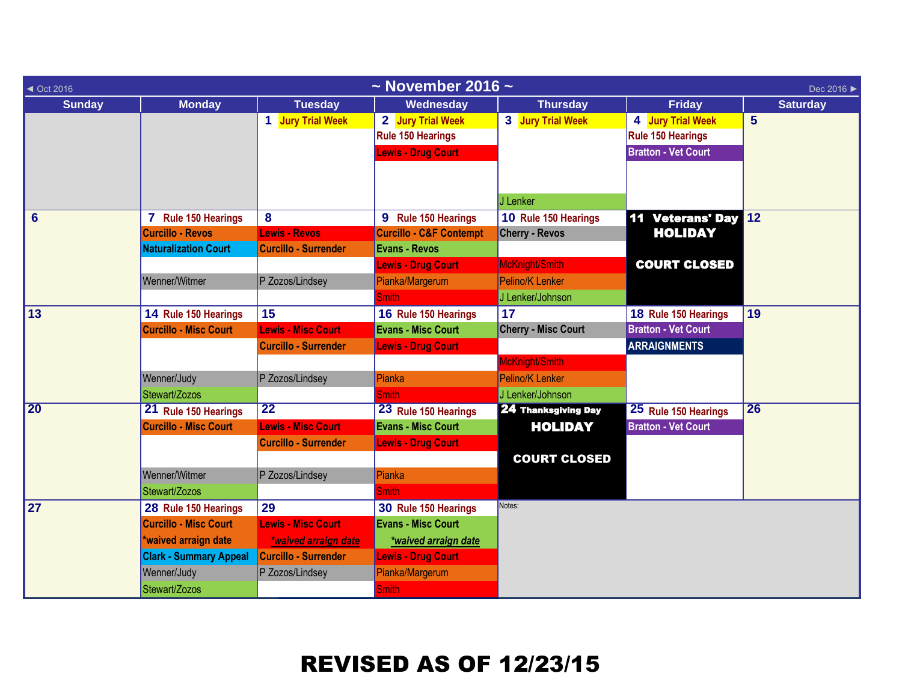# ~ November 2016 ~

◄ Oct 2016 | Dec 2016 ►

| Sunday | Monday | Tuesday | Wednesday | Thursday | Friday | Saturday |
|---|---|---|---|---|---|---|
| | | **1** Jury Trial Week | **2** Jury Trial Week<br>Rule 150 Hearings<br>Lewis - Drug Court | **3** Jury Trial Week<br>J Lenker | **4** Jury Trial Week<br>Rule 150 Hearings<br>Bratton - Vet Court | **5** |
| **6** | **7** Rule 150 Hearings<br>Curcillo - Revos<br>Naturalization Court<br>Wenner/Witmer | **8**<br>Lewis - Revos<br>Curcillo - Surrender<br>P Zozos/Lindsey | **9** Rule 150 Hearings<br>Curcillo - C&F Contempt<br>Evans - Revos<br>Lewis - Drug Court<br>Pianka/Margerum<br>Smith | **10** Rule 150 Hearings<br>Cherry - Revos<br>McKnight/Smith<br>Pelino/K Lenker<br>J Lenker/Johnson | **11** Veterans' Day HOLIDAY<br>COURT CLOSED | **12** |
| **13** | **14** Rule 150 Hearings<br>Curcillo - Misc Court<br>Wenner/Judy<br>Stewart/Zozos | **15**<br>Lewis - Misc Court<br>Curcillo - Surrender<br>P Zozos/Lindsey | **16** Rule 150 Hearings<br>Evans - Misc Court<br>Lewis - Drug Court<br>Pianka<br>Smith | **17**<br>Cherry - Misc Court<br>McKnight/Smith<br>Pelino/K Lenker<br>J Lenker/Johnson | **18** Rule 150 Hearings<br>Bratton - Vet Court<br>ARRAIGNMENTS | **19** |
| **20** | **21** Rule 150 Hearings<br>Curcillo - Misc Court<br>Wenner/Witmer<br>Stewart/Zozos | **22**<br>Lewis - Misc Court<br>Curcillo - Surrender<br>P Zozos/Lindsey | **23** Rule 150 Hearings<br>Evans - Misc Court<br>Lewis - Drug Court<br>Pianka<br>Smith | **24** Thanksgiving Day HOLIDAY<br>COURT CLOSED | **25** Rule 150 Hearings<br>Bratton - Vet Court | **26** |
| **27** | **28** Rule 150 Hearings<br>Curcillo - Misc Court<br>*waived arraign date<br>Clark - Summary Appeal<br>Wenner/Judy<br>Stewart/Zozos | **29**<br>Lewis - Misc Court<br>*waived arraign date*<br>Curcillo - Surrender<br>P Zozos/Lindsey | **30** Rule 150 Hearings<br>Evans - Misc Court<br>*waived arraign date*<br>Lewis - Drug Court<br>Pianka/Margerum<br>Smith | Notes: | | |

## REVISED AS OF 12/23/15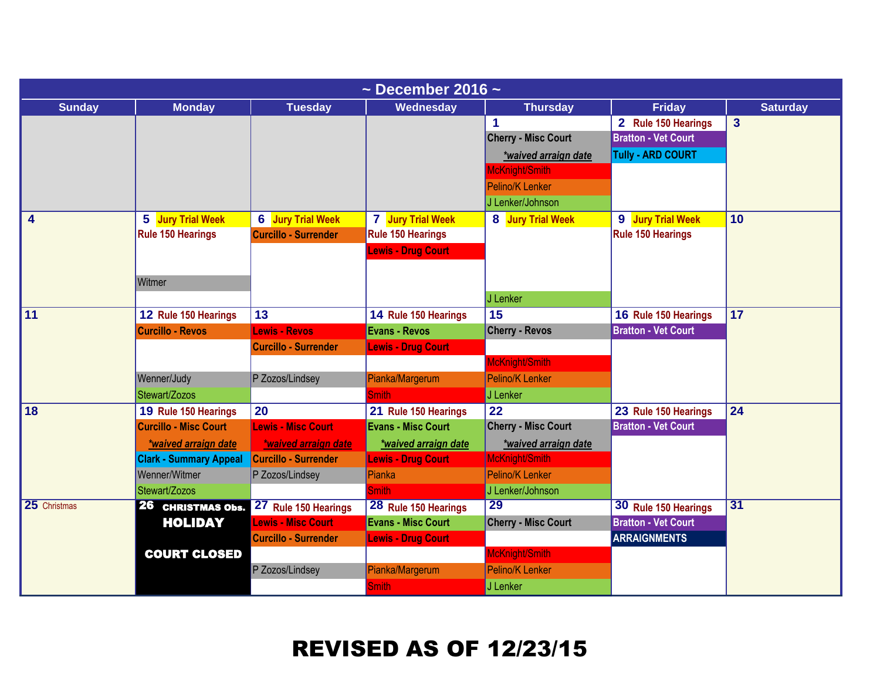# ~ December 2016 ~

| Sunday | Monday | Tuesday | Wednesday | Thursday | Friday | Saturday |
|---|---|---|---|---|---|---|
| | | | | 1<br>Cherry - Misc Court<br>*waived arraign date<br>McKnight/Smith<br>Pelino/K Lenker<br>J Lenker/Johnson | 2 Rule 150 Hearings<br>Bratton - Vet Court<br>Tully - ARD COURT | 3 |
| 4 | 5 Jury Trial Week<br>Rule 150 Hearings<br>Witmer | 6 Jury Trial Week<br>Curcillo - Surrender | 7 Jury Trial Week<br>Rule 150 Hearings<br>Lewis - Drug Court | 8 Jury Trial Week<br>J Lenker | 9 Jury Trial Week<br>Rule 150 Hearings | 10 |
| 11 | 12 Rule 150 Hearings<br>Curcillo - Revos<br>Wenner/Judy<br>Stewart/Zozos | 13<br>Lewis - Revos<br>Curcillo - Surrender<br>P Zozos/Lindsey | 14 Rule 150 Hearings<br>Evans - Revos<br>Lewis - Drug Court<br>Pianka/Margerum<br>Smith | 15<br>Cherry - Revos<br>McKnight/Smith<br>Pelino/K Lenker<br>J Lenker | 16 Rule 150 Hearings<br>Bratton - Vet Court | 17 |
| 18 | 19 Rule 150 Hearings<br>Curcillo - Misc Court<br>*waived arraign date<br>Clark - Summary Appeal<br>Wenner/Witmer<br>Stewart/Zozos | 20<br>Lewis - Misc Court<br>*waived arraign date<br>Curcillo - Surrender<br>P Zozos/Lindsey | 21 Rule 150 Hearings<br>Evans - Misc Court<br>*waived arraign date<br>Lewis - Drug Court<br>Pianka<br>Smith | 22<br>Cherry - Misc Court<br>*waived arraign date<br>McKnight/Smith<br>Pelino/K Lenker<br>J Lenker/Johnson | 23 Rule 150 Hearings<br>Bratton - Vet Court | 24 |
| 25 Christmas | 26 CHRISTMAS Obs.<br>HOLIDAY<br>COURT CLOSED | 27 Rule 150 Hearings<br>Lewis - Misc Court<br>Curcillo - Surrender<br>P Zozos/Lindsey | 28 Rule 150 Hearings<br>Evans - Misc Court<br>Lewis - Drug Court<br>Pianka/Margerum<br>Smith | 29<br>Cherry - Misc Court<br>McKnight/Smith<br>Pelino/K Lenker<br>J Lenker | 30 Rule 150 Hearings<br>Bratton - Vet Court<br>ARRAIGNMENTS | 31 |

**REVISED AS OF 12/23/15**